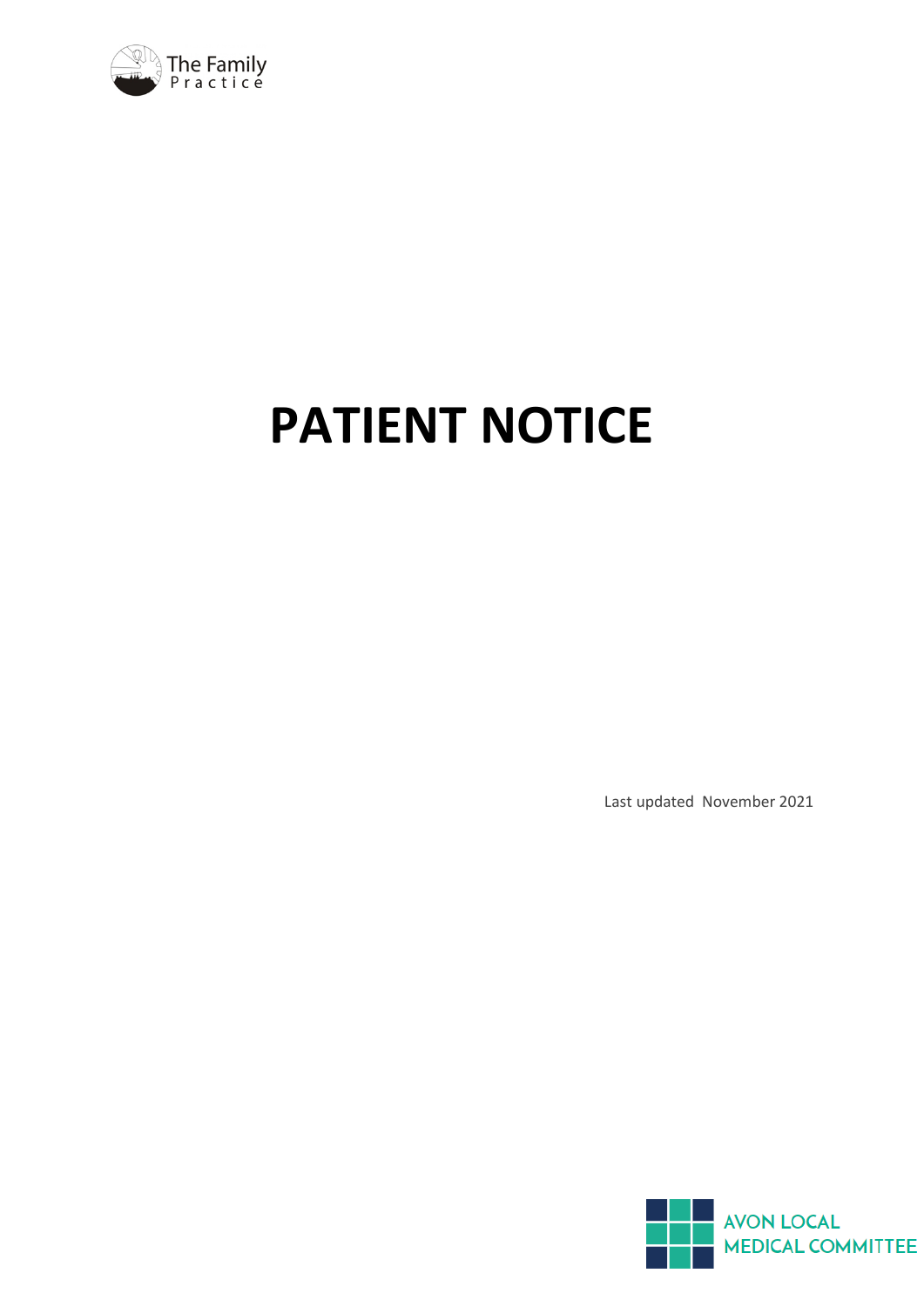The Family Practice

# PATIENT NOTICE

Last updated November 2021

AVON LOCAL MEDICAL COMMITTEE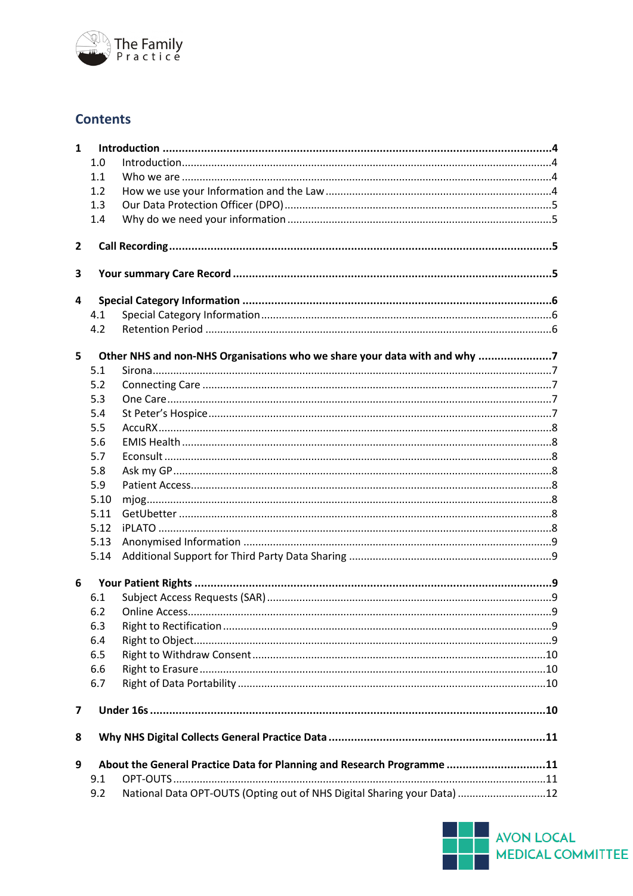The Family Practice

## Contents

**1 Introduction .... 4**
- 1.0 Introduction .... 4
- 1.1 Who we are .... 4
- 1.2 How we use your Information and the Law .... 4
- 1.3 Our Data Protection Officer (DPO) .... 5
- 1.4 Why do we need your information .... 5

**2 Call Recording .... 5**

**3 Your summary Care Record .... 5**

**4 Special Category Information .... 6**
- 4.1 Special Category Information .... 6
- 4.2 Retention Period .... 6

**5 Other NHS and non-NHS Organisations who we share your data with and why .... 7**
- 5.1 Sirona .... 7
- 5.2 Connecting Care .... 7
- 5.3 One Care .... 7
- 5.4 St Peter's Hospice .... 7
- 5.5 AccuRX .... 8
- 5.6 EMIS Health .... 8
- 5.7 Econsult .... 8
- 5.8 Ask my GP .... 8
- 5.9 Patient Access .... 8
- 5.10 mjog .... 8
- 5.11 GetUbetter .... 8
- 5.12 iPLATO .... 8
- 5.13 Anonymised Information .... 9
- 5.14 Additional Support for Third Party Data Sharing .... 9

**6 Your Patient Rights .... 9**
- 6.1 Subject Access Requests (SAR) .... 9
- 6.2 Online Access .... 9
- 6.3 Right to Rectification .... 9
- 6.4 Right to Object .... 9
- 6.5 Right to Withdraw Consent .... 10
- 6.6 Right to Erasure .... 10
- 6.7 Right of Data Portability .... 10

**7 Under 16s .... 10**

**8 Why NHS Digital Collects General Practice Data .... 11**

**9 About the General Practice Data for Planning and Research Programme .... 11**
- 9.1 OPT-OUTS .... 11
- 9.2 National Data OPT-OUTS (Opting out of NHS Digital Sharing your Data) .... 12

AVON LOCAL MEDICAL COMMITTEE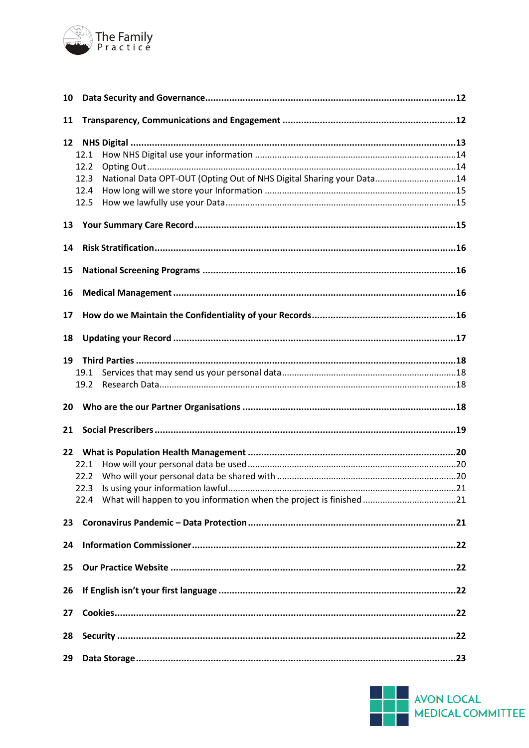10 **Data Security and Governance** ............ 12

11 **Transparency, Communications and Engagement** ............ 12

12 **NHS Digital** ............ 13
- 12.1 How NHS Digital use your information ............ 14
- 12.2 Opting Out ............ 14
- 12.3 National Data OPT-OUT (Opting Out of NHS Digital Sharing your Data ............ 14
- 12.4 How long will we store your Information ............ 15
- 12.5 How we lawfully use your Data ............ 15

13 **Your Summary Care Record** ............ 15

14 **Risk Stratification** ............ 16

15 **National Screening Programs** ............ 16

16 **Medical Management** ............ 16

17 **How do we Maintain the Confidentiality of your Records** ............ 16

18 **Updating your Record** ............ 17

19 **Third Parties** ............ 18
- 19.1 Services that may send us your personal data ............ 18
- 19.2 Research Data ............ 18

20 **Who are the our Partner Organisations** ............ 18

21 **Social Prescribers** ............ 19

22 **What is Population Health Management** ............ 20
- 22.1 How will your personal data be used ............ 20
- 22.2 Who will your personal data be shared with ............ 20
- 22.3 Is using your information lawful ............ 21
- 22.4 What will happen to you information when the project is finished ............ 21

23 **Coronavirus Pandemic – Data Protection** ............ 21

24 **Information Commissioner** ............ 22

25 **Our Practice Website** ............ 22

26 **If English isn't your first language** ............ 22

27 **Cookies** ............ 22

28 **Security** ............ 22

29 **Data Storage** ............ 23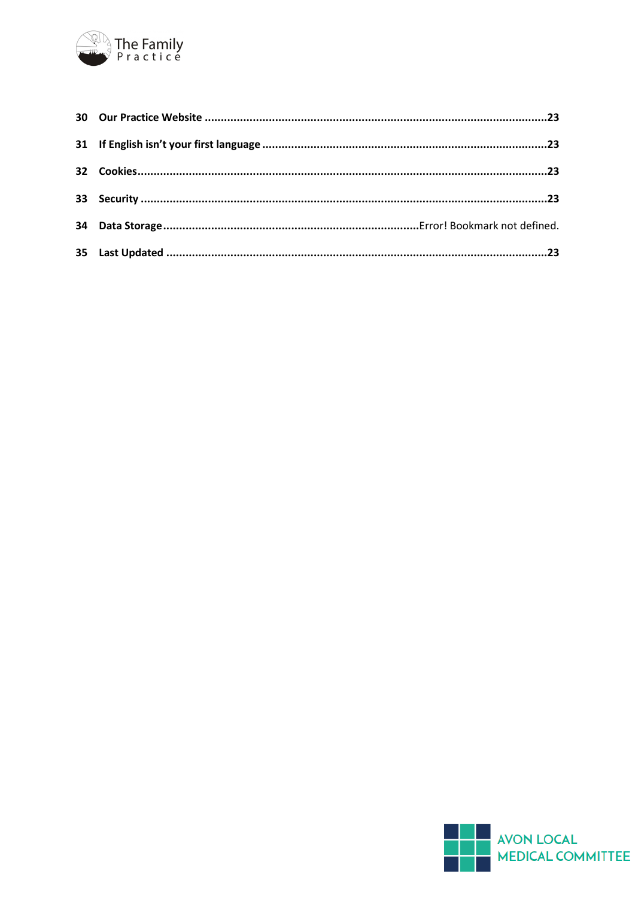30 **Our Practice Website** ........................................................................................................23

31 **If English isn't your first language** ......................................................................................23

32 **Cookies** ..............................................................................................................................23

33 **Security** ..............................................................................................................................23

34 **Data Storage** ..................................................................................Error! Bookmark not defined.

35 **Last Updated** .......................................................................................................................23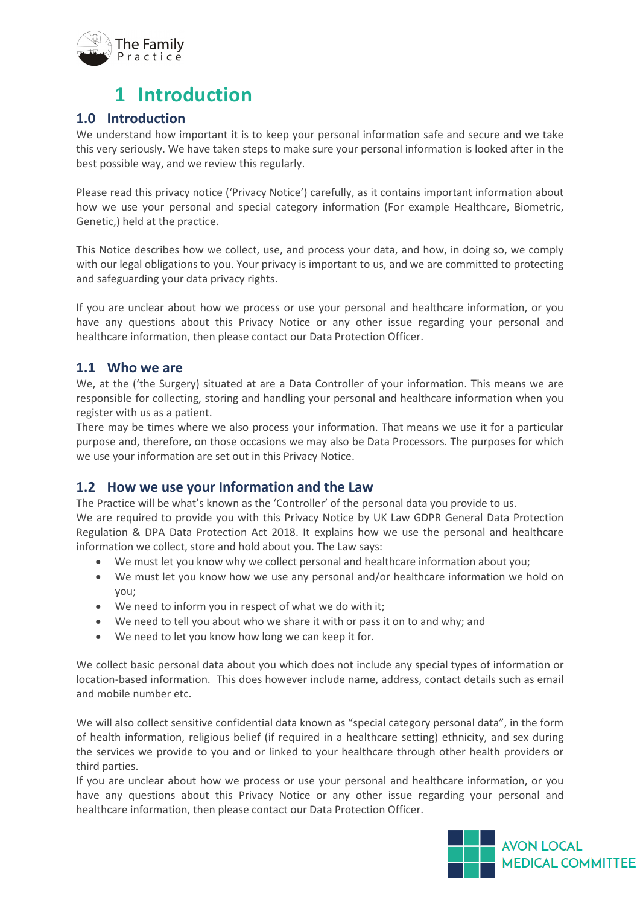# 1 Introduction

## 1.0 Introduction

We understand how important it is to keep your personal information safe and secure and we take this very seriously. We have taken steps to make sure your personal information is looked after in the best possible way, and we review this regularly.

Please read this privacy notice ('Privacy Notice') carefully, as it contains important information about how we use your personal and special category information (For example Healthcare, Biometric, Genetic,) held at the practice.

This Notice describes how we collect, use, and process your data, and how, in doing so, we comply with our legal obligations to you. Your privacy is important to us, and we are committed to protecting and safeguarding your data privacy rights.

If you are unclear about how we process or use your personal and healthcare information, or you have any questions about this Privacy Notice or any other issue regarding your personal and healthcare information, then please contact our Data Protection Officer.

## 1.1 Who we are

We, at the ('the Surgery) situated at are a Data Controller of your information. This means we are responsible for collecting, storing and handling your personal and healthcare information when you register with us as a patient.

There may be times where we also process your information. That means we use it for a particular purpose and, therefore, on those occasions we may also be Data Processors. The purposes for which we use your information are set out in this Privacy Notice.

## 1.2 How we use your Information and the Law

The Practice will be what's known as the 'Controller' of the personal data you provide to us.

We are required to provide you with this Privacy Notice by UK Law GDPR General Data Protection Regulation & DPA Data Protection Act 2018. It explains how we use the personal and healthcare information we collect, store and hold about you. The Law says:

- We must let you know why we collect personal and healthcare information about you;
- We must let you know how we use any personal and/or healthcare information we hold on you;
- We need to inform you in respect of what we do with it;
- We need to tell you about who we share it with or pass it on to and why; and
- We need to let you know how long we can keep it for.

We collect basic personal data about you which does not include any special types of information or location-based information. This does however include name, address, contact details such as email and mobile number etc.

We will also collect sensitive confidential data known as "special category personal data", in the form of health information, religious belief (if required in a healthcare setting) ethnicity, and sex during the services we provide to you and or linked to your healthcare through other health providers or third parties.

If you are unclear about how we process or use your personal and healthcare information, or you have any questions about this Privacy Notice or any other issue regarding your personal and healthcare information, then please contact our Data Protection Officer.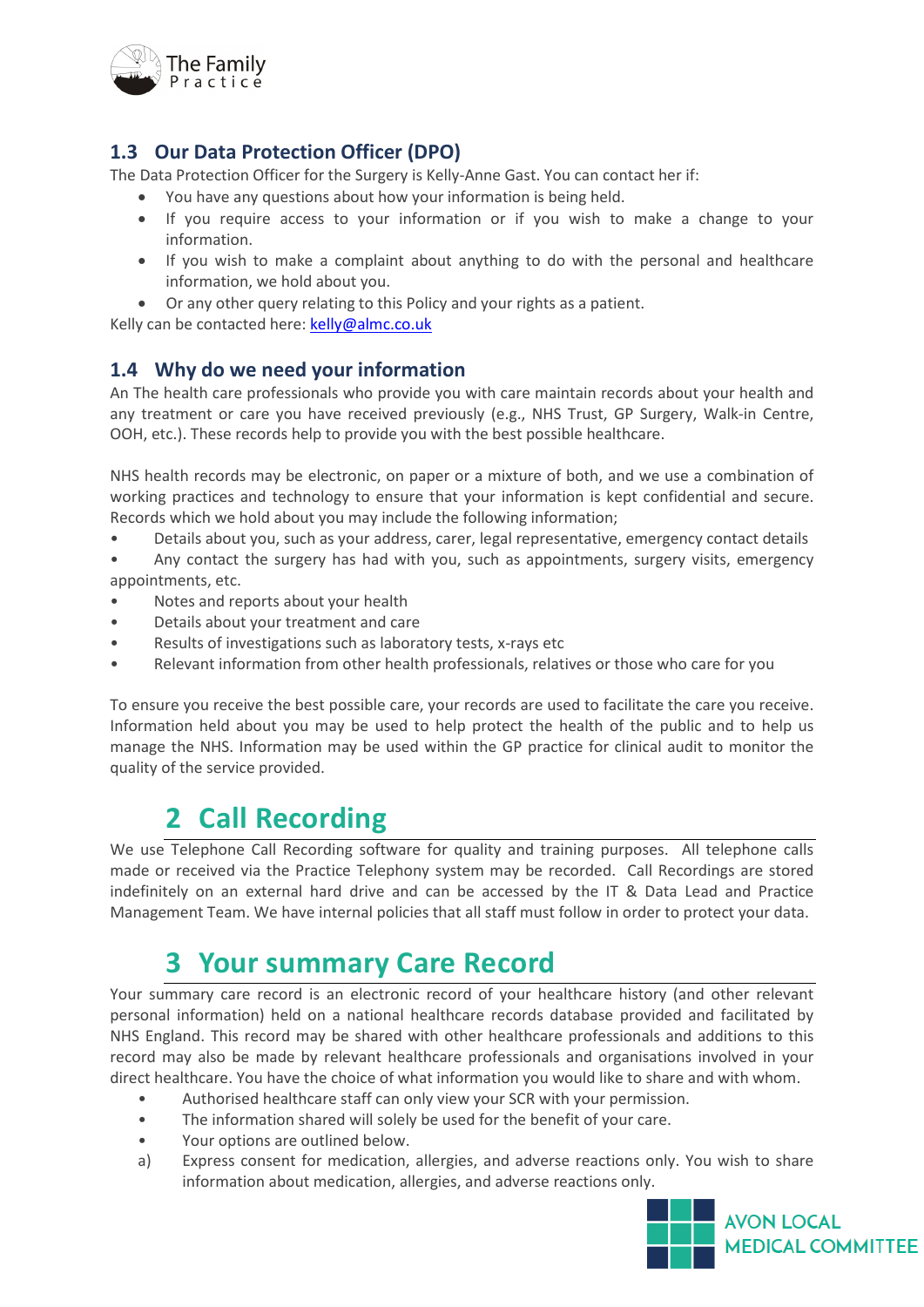### 1.3 Our Data Protection Officer (DPO)

The Data Protection Officer for the Surgery is Kelly-Anne Gast. You can contact her if:

- You have any questions about how your information is being held.
- If you require access to your information or if you wish to make a change to your information.
- If you wish to make a complaint about anything to do with the personal and healthcare information, we hold about you.
- Or any other query relating to this Policy and your rights as a patient.

Kelly can be contacted here: [kelly@almc.co.uk](mailto:kelly@almc.co.uk)

### 1.4 Why do we need your information

An The health care professionals who provide you with care maintain records about your health and any treatment or care you have received previously (e.g., NHS Trust, GP Surgery, Walk-in Centre, OOH, etc.). These records help to provide you with the best possible healthcare.

NHS health records may be electronic, on paper or a mixture of both, and we use a combination of working practices and technology to ensure that your information is kept confidential and secure. Records which we hold about you may include the following information;

- Details about you, such as your address, carer, legal representative, emergency contact details
- Any contact the surgery has had with you, such as appointments, surgery visits, emergency appointments, etc.
- Notes and reports about your health
- Details about your treatment and care
- Results of investigations such as laboratory tests, x-rays etc
- Relevant information from other health professionals, relatives or those who care for you

To ensure you receive the best possible care, your records are used to facilitate the care you receive. Information held about you may be used to help protect the health of the public and to help us manage the NHS. Information may be used within the GP practice for clinical audit to monitor the quality of the service provided.

# 2 Call Recording

We use Telephone Call Recording software for quality and training purposes. All telephone calls made or received via the Practice Telephony system may be recorded. Call Recordings are stored indefinitely on an external hard drive and can be accessed by the IT & Data Lead and Practice Management Team. We have internal policies that all staff must follow in order to protect your data.

# 3 Your summary Care Record

Your summary care record is an electronic record of your healthcare history (and other relevant personal information) held on a national healthcare records database provided and facilitated by NHS England. This record may be shared with other healthcare professionals and additions to this record may also be made by relevant healthcare professionals and organisations involved in your direct healthcare. You have the choice of what information you would like to share and with whom.

- Authorised healthcare staff can only view your SCR with your permission.
- The information shared will solely be used for the benefit of your care.
- Your options are outlined below.

a) Express consent for medication, allergies, and adverse reactions only. You wish to share information about medication, allergies, and adverse reactions only.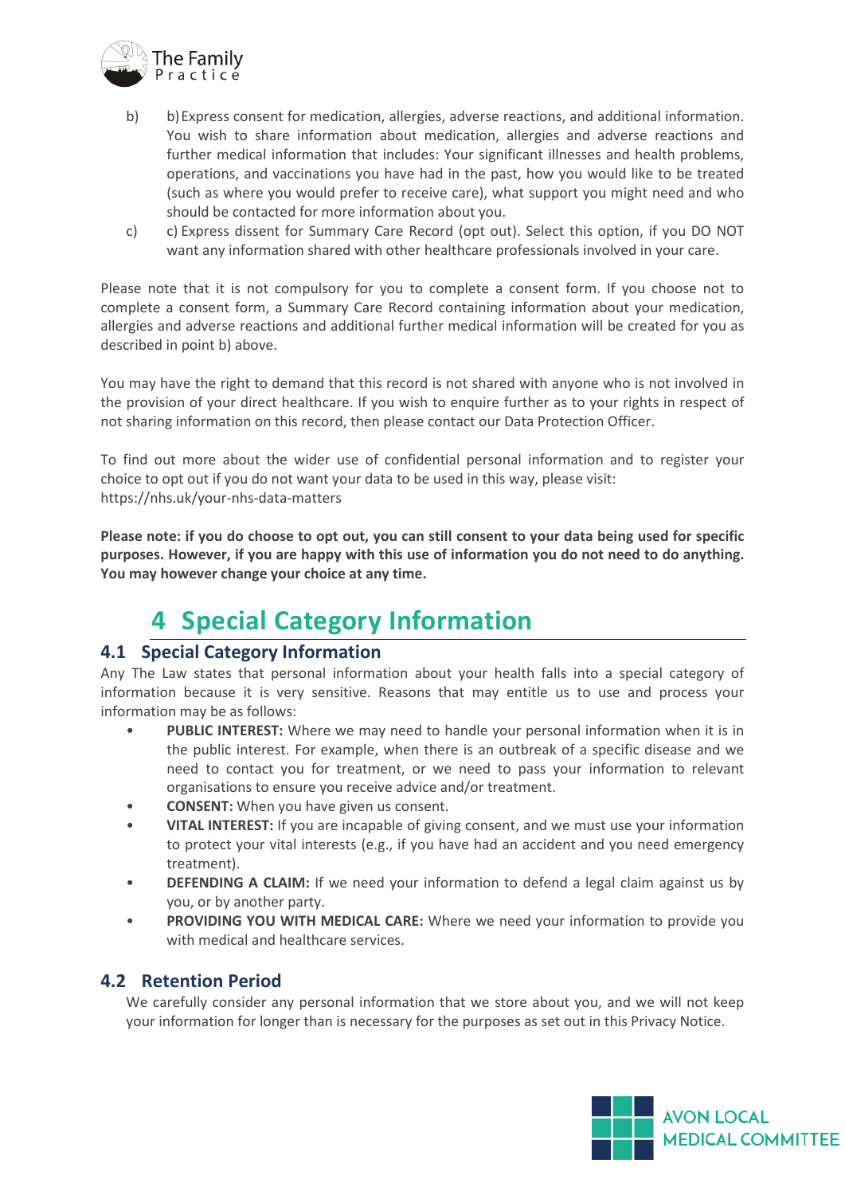b) b) Express consent for medication, allergies, adverse reactions, and additional information. You wish to share information about medication, allergies and adverse reactions and further medical information that includes: Your significant illnesses and health problems, operations, and vaccinations you have had in the past, how you would like to be treated (such as where you would prefer to receive care), what support you might need and who should be contacted for more information about you.

c) c) Express dissent for Summary Care Record (opt out). Select this option, if you DO NOT want any information shared with other healthcare professionals involved in your care.

Please note that it is not compulsory for you to complete a consent form. If you choose not to complete a consent form, a Summary Care Record containing information about your medication, allergies and adverse reactions and additional further medical information will be created for you as described in point b) above.

You may have the right to demand that this record is not shared with anyone who is not involved in the provision of your direct healthcare. If you wish to enquire further as to your rights in respect of not sharing information on this record, then please contact our Data Protection Officer.

To find out more about the wider use of confidential personal information and to register your choice to opt out if you do not want your data to be used in this way, please visit: https://nhs.uk/your-nhs-data-matters

**Please note: if you do choose to opt out, you can still consent to your data being used for specific purposes. However, if you are happy with this use of information you do not need to do anything. You may however change your choice at any time.**

# 4 Special Category Information

## 4.1 Special Category Information

Any The Law states that personal information about your health falls into a special category of information because it is very sensitive. Reasons that may entitle us to use and process your information may be as follows:

- **PUBLIC INTEREST:** Where we may need to handle your personal information when it is in the public interest. For example, when there is an outbreak of a specific disease and we need to contact you for treatment, or we need to pass your information to relevant organisations to ensure you receive advice and/or treatment.
- **CONSENT:** When you have given us consent.
- **VITAL INTEREST:** If you are incapable of giving consent, and we must use your information to protect your vital interests (e.g., if you have had an accident and you need emergency treatment).
- **DEFENDING A CLAIM:** If we need your information to defend a legal claim against us by you, or by another party.
- **PROVIDING YOU WITH MEDICAL CARE:** Where we need your information to provide you with medical and healthcare services.

## 4.2 Retention Period

We carefully consider any personal information that we store about you, and we will not keep your information for longer than is necessary for the purposes as set out in this Privacy Notice.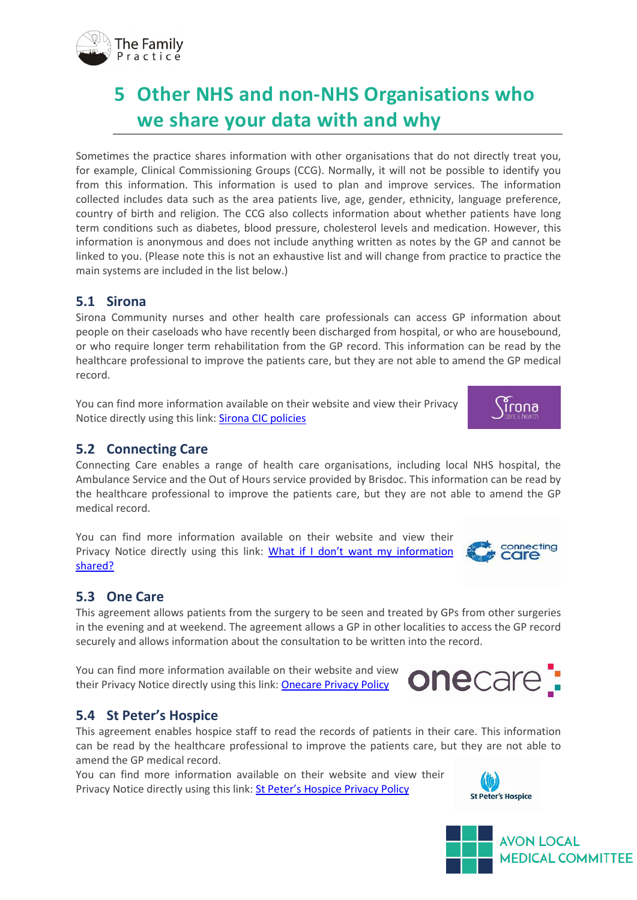# 5 Other NHS and non-NHS Organisations who we share your data with and why

Sometimes the practice shares information with other organisations that do not directly treat you, for example, Clinical Commissioning Groups (CCG). Normally, it will not be possible to identify you from this information. This information is used to plan and improve services. The information collected includes data such as the area patients live, age, gender, ethnicity, language preference, country of birth and religion. The CCG also collects information about whether patients have long term conditions such as diabetes, blood pressure, cholesterol levels and medication. However, this information is anonymous and does not include anything written as notes by the GP and cannot be linked to you. (Please note this is not an exhaustive list and will change from practice to practice the main systems are included in the list below.)

## 5.1 Sirona

Sirona Community nurses and other health care professionals can access GP information about people on their caseloads who have recently been discharged from hospital, or who are housebound, or who require longer term rehabilitation from the GP record. This information can be read by the healthcare professional to improve the patients care, but they are not able to amend the GP medical record.

You can find more information available on their website and view their Privacy Notice directly using this link: Sirona CIC policies

## 5.2 Connecting Care

Connecting Care enables a range of health care organisations, including local NHS hospital, the Ambulance Service and the Out of Hours service provided by Brisdoc. This information can be read by the healthcare professional to improve the patients care, but they are not able to amend the GP medical record.

You can find more information available on their website and view their Privacy Notice directly using this link: What if I don't want my information shared?

## 5.3 One Care

This agreement allows patients from the surgery to be seen and treated by GPs from other surgeries in the evening and at weekend. The agreement allows a GP in other localities to access the GP record securely and allows information about the consultation to be written into the record.

You can find more information available on their website and view their Privacy Notice directly using this link: Onecare Privacy Policy

## 5.4 St Peter's Hospice

This agreement enables hospice staff to read the records of patients in their care. This information can be read by the healthcare professional to improve the patients care, but they are not able to amend the GP medical record.

You can find more information available on their website and view their Privacy Notice directly using this link: St Peter's Hospice Privacy Policy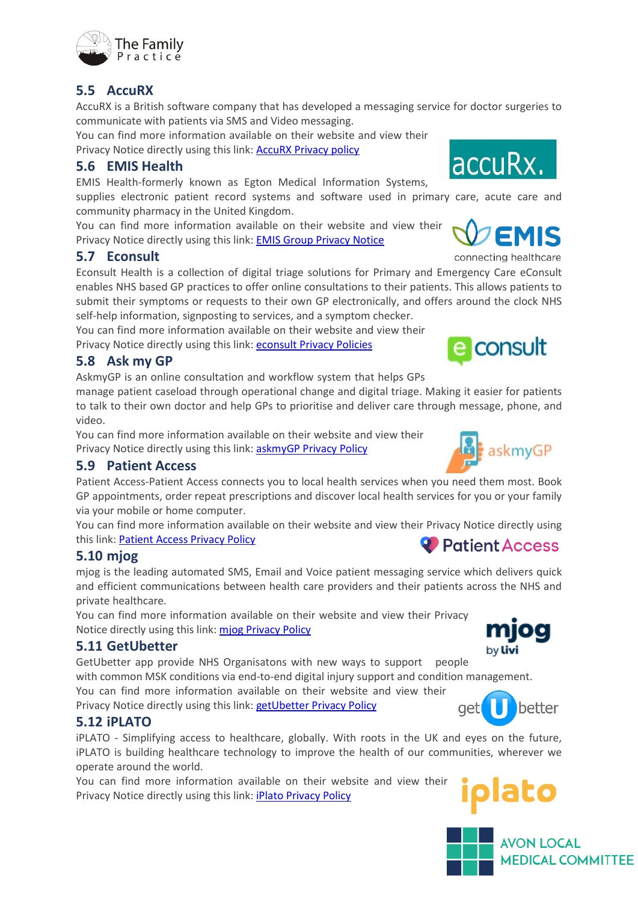## 5.5 AccuRX

AccuRX is a British software company that has developed a messaging service for doctor surgeries to communicate with patients via SMS and Video messaging.

You can find more information available on their website and view their Privacy Notice directly using this link: AccuRX Privacy policy

## 5.6 EMIS Health

EMIS Health-formerly known as Egton Medical Information Systems, supplies electronic patient record systems and software used in primary care, acute care and community pharmacy in the United Kingdom.

You can find more information available on their website and view their Privacy Notice directly using this link: EMIS Group Privacy Notice

## 5.7 Econsult

Econsult Health is a collection of digital triage solutions for Primary and Emergency Care eConsult enables NHS based GP practices to offer online consultations to their patients. This allows patients to submit their symptoms or requests to their own GP electronically, and offers around the clock NHS self-help information, signposting to services, and a symptom checker.

You can find more information available on their website and view their Privacy Notice directly using this link: econsult Privacy Policies

## 5.8 Ask my GP

AskmyGP is an online consultation and workflow system that helps GPs manage patient caseload through operational change and digital triage. Making it easier for patients to talk to their own doctor and help GPs to prioritise and deliver care through message, phone, and video.

You can find more information available on their website and view their Privacy Notice directly using this link: askmyGP Privacy Policy

## 5.9 Patient Access

Patient Access-Patient Access connects you to local health services when you need them most. Book GP appointments, order repeat prescriptions and discover local health services for you or your family via your mobile or home computer.

You can find more information available on their website and view their Privacy Notice directly using this link: Patient Access Privacy Policy

## 5.10 mjog

mjog is the leading automated SMS, Email and Voice patient messaging service which delivers quick and efficient communications between health care providers and their patients across the NHS and private healthcare.

You can find more information available on their website and view their Privacy Notice directly using this link: mjog Privacy Policy

## 5.11 GetUbetter

GetUbetter app provide NHS Organisatons with new ways to support people with common MSK conditions via end-to-end digital injury support and condition management.

You can find more information available on their website and view their Privacy Notice directly using this link: getUbetter Privacy Policy

## 5.12 iPLATO

iPLATO - Simplifying access to healthcare, globally. With roots in the UK and eyes on the future, iPLATO is building healthcare technology to improve the health of our communities, wherever we operate around the world.

You can find more information available on their website and view their Privacy Notice directly using this link: iPlato Privacy Policy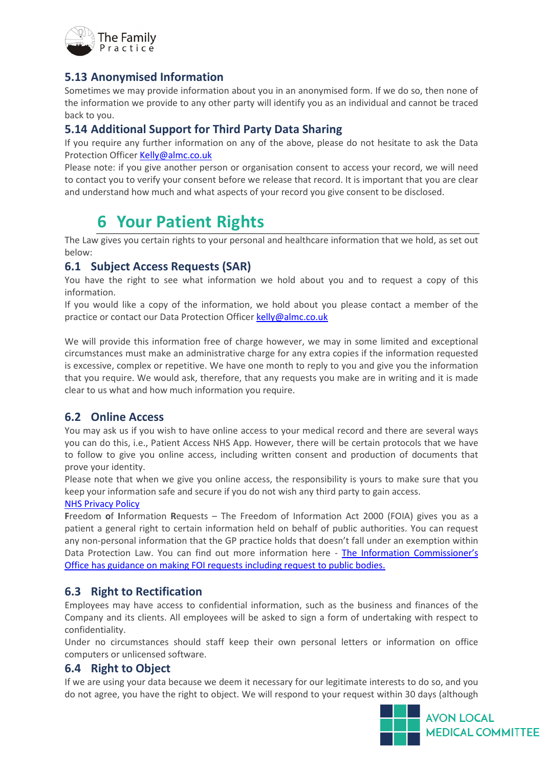### 5.13 Anonymised Information

Sometimes we may provide information about you in an anonymised form. If we do so, then none of the information we provide to any other party will identify you as an individual and cannot be traced back to you.

### 5.14 Additional Support for Third Party Data Sharing

If you require any further information on any of the above, please do not hesitate to ask the Data Protection Officer [Kelly@almc.co.uk](mailto:Kelly@almc.co.uk)

Please note: if you give another person or organisation consent to access your record, we will need to contact you to verify your consent before we release that record. It is important that you are clear and understand how much and what aspects of your record you give consent to be disclosed.

# 6 Your Patient Rights

The Law gives you certain rights to your personal and healthcare information that we hold, as set out below:

## 6.1 Subject Access Requests (SAR)

You have the right to see what information we hold about you and to request a copy of this information.

If you would like a copy of the information, we hold about you please contact a member of the practice or contact our Data Protection Officer [kelly@almc.co.uk](mailto:kelly@almc.co.uk)

We will provide this information free of charge however, we may in some limited and exceptional circumstances must make an administrative charge for any extra copies if the information requested is excessive, complex or repetitive. We have one month to reply to you and give you the information that you require. We would ask, therefore, that any requests you make are in writing and it is made clear to us what and how much information you require.

## 6.2 Online Access

You may ask us if you wish to have online access to your medical record and there are several ways you can do this, i.e., Patient Access NHS App. However, there will be certain protocols that we have to follow to give you online access, including written consent and production of documents that prove your identity.

Please note that when we give you online access, the responsibility is yours to make sure that you keep your information safe and secure if you do not wish any third party to gain access.

NHS Privacy Policy

**F**reedom **o**f **I**nformation **R**equests – The Freedom of Information Act 2000 (FOIA) gives you as a patient a general right to certain information held on behalf of public authorities. You can request any non-personal information that the GP practice holds that doesn't fall under an exemption within Data Protection Law. You can find out more information here - The Information Commissioner's Office has guidance on making FOI requests including request to public bodies.

## 6.3 Right to Rectification

Employees may have access to confidential information, such as the business and finances of the Company and its clients. All employees will be asked to sign a form of undertaking with respect to confidentiality.

Under no circumstances should staff keep their own personal letters or information on office computers or unlicensed software.

## 6.4 Right to Object

If we are using your data because we deem it necessary for our legitimate interests to do so, and you do not agree, you have the right to object. We will respond to your request within 30 days (although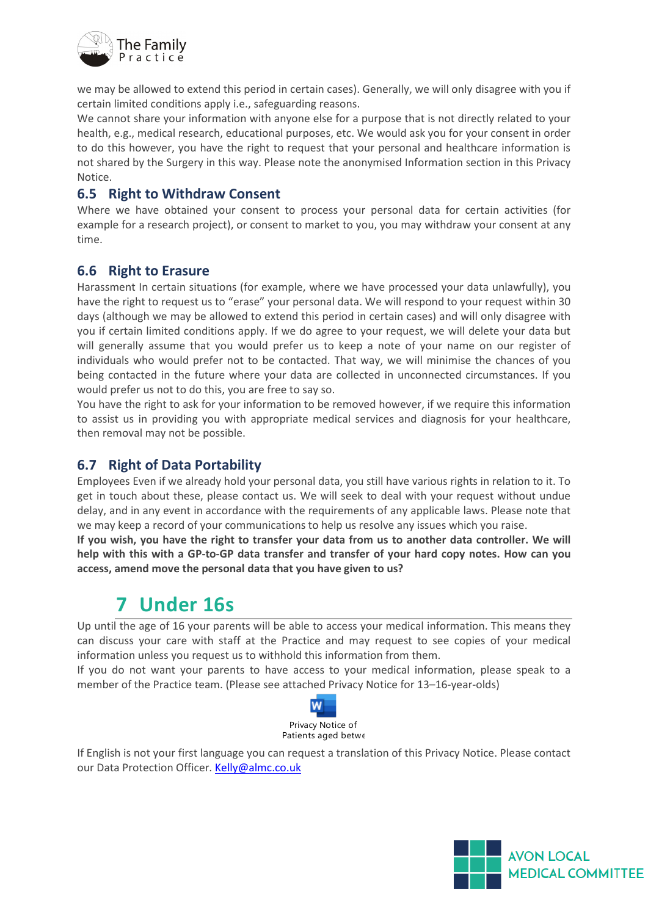we may be allowed to extend this period in certain cases). Generally, we will only disagree with you if certain limited conditions apply i.e., safeguarding reasons.
We cannot share your information with anyone else for a purpose that is not directly related to your health, e.g., medical research, educational purposes, etc. We would ask you for your consent in order to do this however, you have the right to request that your personal and healthcare information is not shared by the Surgery in this way. Please note the anonymised Information section in this Privacy Notice.

### 6.5 Right to Withdraw Consent

Where we have obtained your consent to process your personal data for certain activities (for example for a research project), or consent to market to you, you may withdraw your consent at any time.

### 6.6 Right to Erasure

Harassment In certain situations (for example, where we have processed your data unlawfully), you have the right to request us to "erase" your personal data. We will respond to your request within 30 days (although we may be allowed to extend this period in certain cases) and will only disagree with you if certain limited conditions apply. If we do agree to your request, we will delete your data but will generally assume that you would prefer us to keep a note of your name on our register of individuals who would prefer not to be contacted. That way, we will minimise the chances of you being contacted in the future where your data are collected in unconnected circumstances. If you would prefer us not to do this, you are free to say so.
You have the right to ask for your information to be removed however, if we require this information to assist us in providing you with appropriate medical services and diagnosis for your healthcare, then removal may not be possible.

### 6.7 Right of Data Portability

Employees Even if we already hold your personal data, you still have various rights in relation to it. To get in touch about these, please contact us. We will seek to deal with your request without undue delay, and in any event in accordance with the requirements of any applicable laws. Please note that we may keep a record of your communications to help us resolve any issues which you raise.
**If you wish, you have the right to transfer your data from us to another data controller. We will help with this with a GP-to-GP data transfer and transfer of your hard copy notes. How can you access, amend move the personal data that you have given to us?**

## 7 Under 16s

Up until the age of 16 your parents will be able to access your medical information. This means they can discuss your care with staff at the Practice and may request to see copies of your medical information unless you request us to withhold this information from them.
If you do not want your parents to have access to your medical information, please speak to a member of the Practice team. (Please see attached Privacy Notice for 13–16-year-olds)

Privacy Notice of Patients aged betwe

If English is not your first language you can request a translation of this Privacy Notice. Please contact our Data Protection Officer. Kelly@almc.co.uk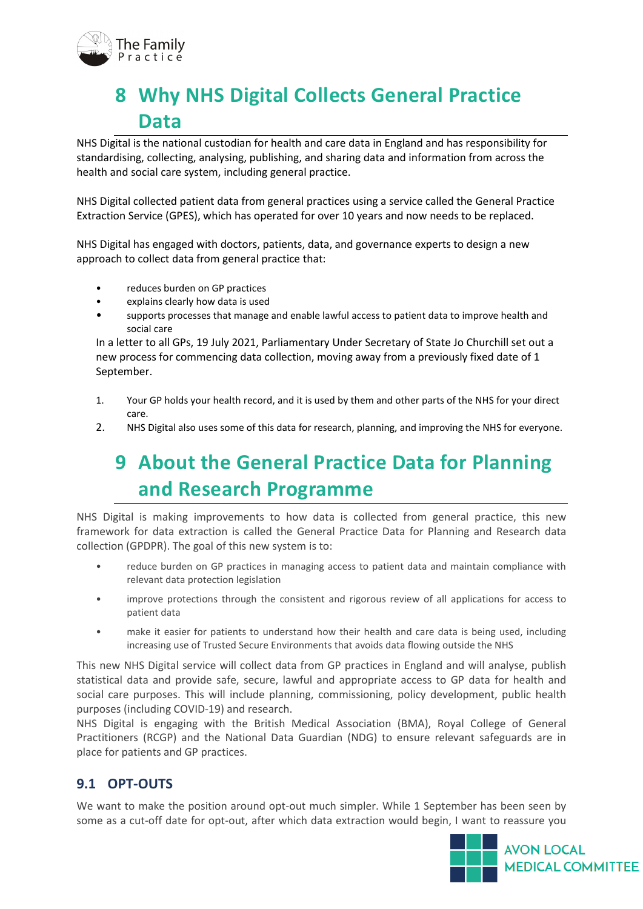# 8 Why NHS Digital Collects General Practice Data

NHS Digital is the national custodian for health and care data in England and has responsibility for standardising, collecting, analysing, publishing, and sharing data and information from across the health and social care system, including general practice.

NHS Digital collected patient data from general practices using a service called the General Practice Extraction Service (GPES), which has operated for over 10 years and now needs to be replaced.

NHS Digital has engaged with doctors, patients, data, and governance experts to design a new approach to collect data from general practice that:

- reduces burden on GP practices
- explains clearly how data is used
- supports processes that manage and enable lawful access to patient data to improve health and social care

In a letter to all GPs, 19 July 2021, Parliamentary Under Secretary of State Jo Churchill set out a new process for commencing data collection, moving away from a previously fixed date of 1 September.

1. Your GP holds your health record, and it is used by them and other parts of the NHS for your direct care.
2. NHS Digital also uses some of this data for research, planning, and improving the NHS for everyone.

# 9 About the General Practice Data for Planning and Research Programme

NHS Digital is making improvements to how data is collected from general practice, this new framework for data extraction is called the General Practice Data for Planning and Research data collection (GPDPR). The goal of this new system is to:

- reduce burden on GP practices in managing access to patient data and maintain compliance with relevant data protection legislation
- improve protections through the consistent and rigorous review of all applications for access to patient data
- make it easier for patients to understand how their health and care data is being used, including increasing use of Trusted Secure Environments that avoids data flowing outside the NHS

This new NHS Digital service will collect data from GP practices in England and will analyse, publish statistical data and provide safe, secure, lawful and appropriate access to GP data for health and social care purposes. This will include planning, commissioning, policy development, public health purposes (including COVID-19) and research.
NHS Digital is engaging with the British Medical Association (BMA), Royal College of General Practitioners (RCGP) and the National Data Guardian (NDG) to ensure relevant safeguards are in place for patients and GP practices.

## 9.1 OPT-OUTS

We want to make the position around opt-out much simpler. While 1 September has been seen by some as a cut-off date for opt-out, after which data extraction would begin, I want to reassure you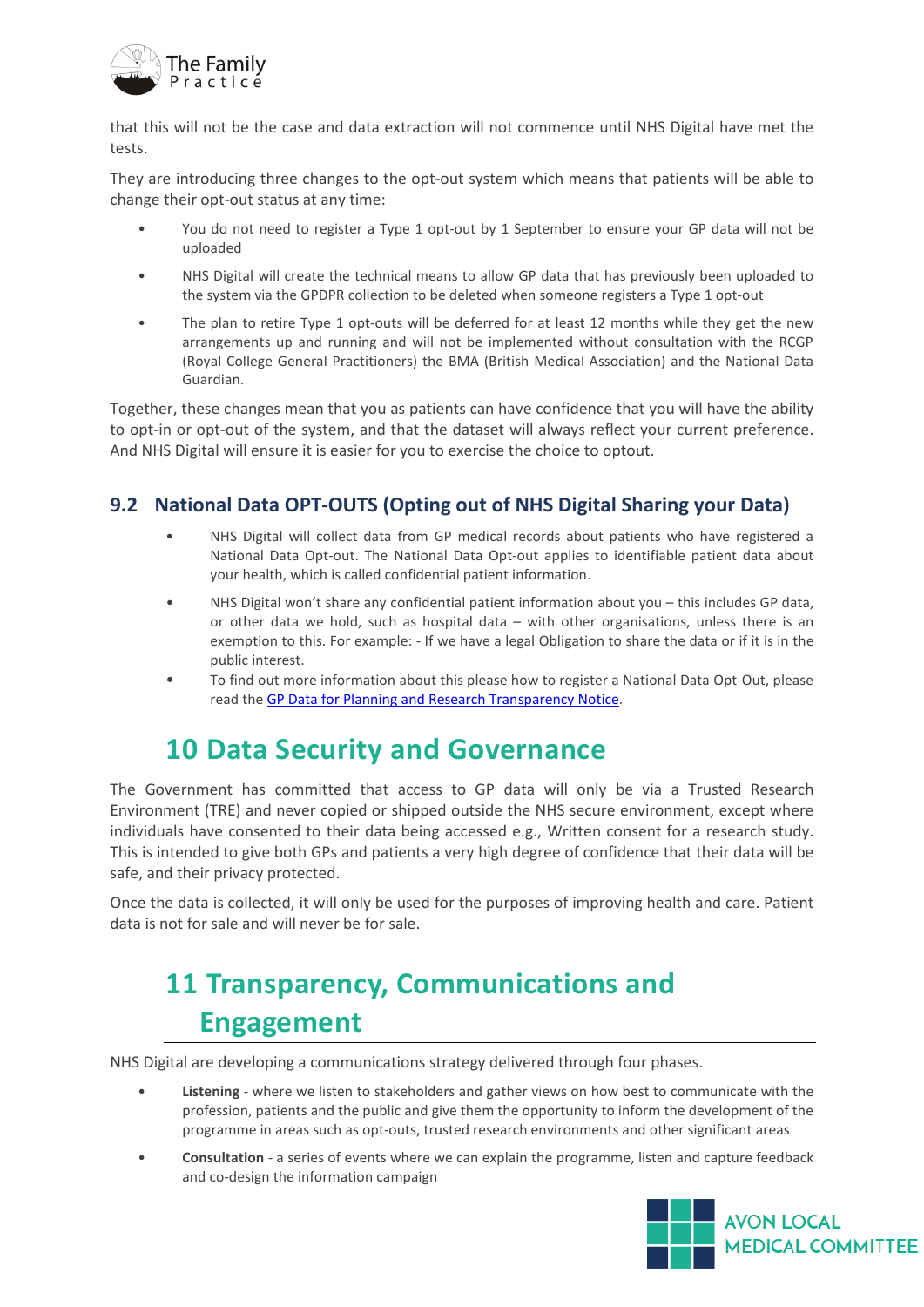that this will not be the case and data extraction will not commence until NHS Digital have met the tests.

They are introducing three changes to the opt-out system which means that patients will be able to change their opt-out status at any time:

- You do not need to register a Type 1 opt-out by 1 September to ensure your GP data will not be uploaded
- NHS Digital will create the technical means to allow GP data that has previously been uploaded to the system via the GPDPR collection to be deleted when someone registers a Type 1 opt-out
- The plan to retire Type 1 opt-outs will be deferred for at least 12 months while they get the new arrangements up and running and will not be implemented without consultation with the RCGP (Royal College General Practitioners) the BMA (British Medical Association) and the National Data Guardian.

Together, these changes mean that you as patients can have confidence that you will have the ability to opt-in or opt-out of the system, and that the dataset will always reflect your current preference. And NHS Digital will ensure it is easier for you to exercise the choice to optout.

### 9.2 National Data OPT-OUTS (Opting out of NHS Digital Sharing your Data)

- NHS Digital will collect data from GP medical records about patients who have registered a National Data Opt-out. The National Data Opt-out applies to identifiable patient data about your health, which is called confidential patient information.
- NHS Digital won't share any confidential patient information about you – this includes GP data, or other data we hold, such as hospital data – with other organisations, unless there is an exemption to this. For example: - If we have a legal Obligation to share the data or if it is in the public interest.
- To find out more information about this please how to register a National Data Opt-Out, please read the GP Data for Planning and Research Transparency Notice.

# 10 Data Security and Governance

The Government has committed that access to GP data will only be via a Trusted Research Environment (TRE) and never copied or shipped outside the NHS secure environment, except where individuals have consented to their data being accessed e.g., Written consent for a research study. This is intended to give both GPs and patients a very high degree of confidence that their data will be safe, and their privacy protected.

Once the data is collected, it will only be used for the purposes of improving health and care. Patient data is not for sale and will never be for sale.

# 11 Transparency, Communications and Engagement

NHS Digital are developing a communications strategy delivered through four phases.

- **Listening** - where we listen to stakeholders and gather views on how best to communicate with the profession, patients and the public and give them the opportunity to inform the development of the programme in areas such as opt-outs, trusted research environments and other significant areas
- **Consultation** - a series of events where we can explain the programme, listen and capture feedback and co-design the information campaign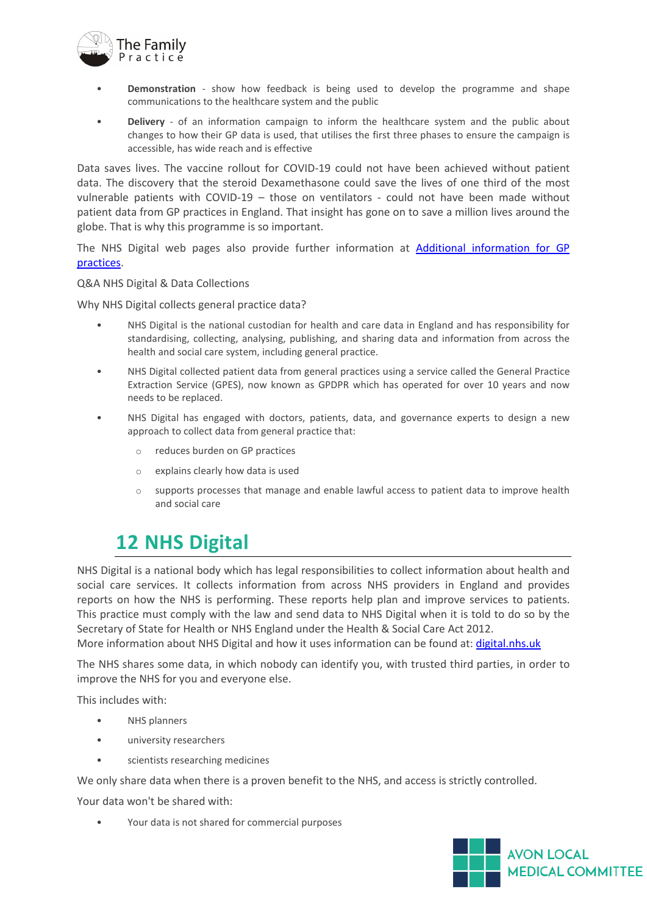- **Demonstration** - show how feedback is being used to develop the programme and shape communications to the healthcare system and the public
- **Delivery** - of an information campaign to inform the healthcare system and the public about changes to how their GP data is used, that utilises the first three phases to ensure the campaign is accessible, has wide reach and is effective

Data saves lives. The vaccine rollout for COVID-19 could not have been achieved without patient data. The discovery that the steroid Dexamethasone could save the lives of one third of the most vulnerable patients with COVID-19 – those on ventilators - could not have been made without patient data from GP practices in England. That insight has gone on to save a million lives around the globe. That is why this programme is so important.

The NHS Digital web pages also provide further information at [Additional information for GP practices](#).

Q&A NHS Digital & Data Collections

Why NHS Digital collects general practice data?

- NHS Digital is the national custodian for health and care data in England and has responsibility for standardising, collecting, analysing, publishing, and sharing data and information from across the health and social care system, including general practice.
- NHS Digital collected patient data from general practices using a service called the General Practice Extraction Service (GPES), now known as GPDPR which has operated for over 10 years and now needs to be replaced.
- NHS Digital has engaged with doctors, patients, data, and governance experts to design a new approach to collect data from general practice that:
  - reduces burden on GP practices
  - explains clearly how data is used
  - supports processes that manage and enable lawful access to patient data to improve health and social care

# 12 NHS Digital

NHS Digital is a national body which has legal responsibilities to collect information about health and social care services. It collects information from across NHS providers in England and provides reports on how the NHS is performing. These reports help plan and improve services to patients. This practice must comply with the law and send data to NHS Digital when it is told to do so by the Secretary of State for Health or NHS England under the Health & Social Care Act 2012.
More information about NHS Digital and how it uses information can be found at: [digital.nhs.uk](#)

The NHS shares some data, in which nobody can identify you, with trusted third parties, in order to improve the NHS for you and everyone else.

This includes with:

- NHS planners
- university researchers
- scientists researching medicines

We only share data when there is a proven benefit to the NHS, and access is strictly controlled.

Your data won't be shared with:

- Your data is not shared for commercial purposes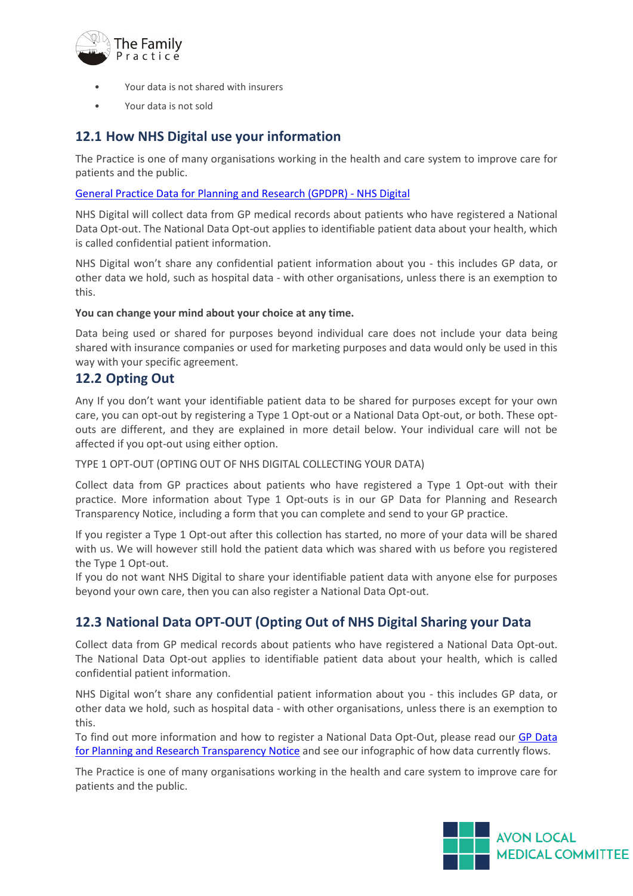- Your data is not shared with insurers
- Your data is not sold

## 12.1 How NHS Digital use your information

The Practice is one of many organisations working in the health and care system to improve care for patients and the public.

[General Practice Data for Planning and Research (GPDPR) - NHS Digital]

NHS Digital will collect data from GP medical records about patients who have registered a National Data Opt-out. The National Data Opt-out applies to identifiable patient data about your health, which is called confidential patient information.

NHS Digital won't share any confidential patient information about you - this includes GP data, or other data we hold, such as hospital data - with other organisations, unless there is an exemption to this.

**You can change your mind about your choice at any time.**

Data being used or shared for purposes beyond individual care does not include your data being shared with insurance companies or used for marketing purposes and data would only be used in this way with your specific agreement.

## 12.2 Opting Out

Any If you don't want your identifiable patient data to be shared for purposes except for your own care, you can opt-out by registering a Type 1 Opt-out or a National Data Opt-out, or both. These opt-outs are different, and they are explained in more detail below. Your individual care will not be affected if you opt-out using either option.

TYPE 1 OPT-OUT (OPTING OUT OF NHS DIGITAL COLLECTING YOUR DATA)

Collect data from GP practices about patients who have registered a Type 1 Opt-out with their practice. More information about Type 1 Opt-outs is in our GP Data for Planning and Research Transparency Notice, including a form that you can complete and send to your GP practice.

If you register a Type 1 Opt-out after this collection has started, no more of your data will be shared with us. We will however still hold the patient data which was shared with us before you registered the Type 1 Opt-out.
If you do not want NHS Digital to share your identifiable patient data with anyone else for purposes beyond your own care, then you can also register a National Data Opt-out.

## 12.3 National Data OPT-OUT (Opting Out of NHS Digital Sharing your Data

Collect data from GP medical records about patients who have registered a National Data Opt-out. The National Data Opt-out applies to identifiable patient data about your health, which is called confidential patient information.

NHS Digital won't share any confidential patient information about you - this includes GP data, or other data we hold, such as hospital data - with other organisations, unless there is an exemption to this.
To find out more information and how to register a National Data Opt-Out, please read our [GP Data for Planning and Research Transparency Notice] and see our infographic of how data currently flows.

The Practice is one of many organisations working in the health and care system to improve care for patients and the public.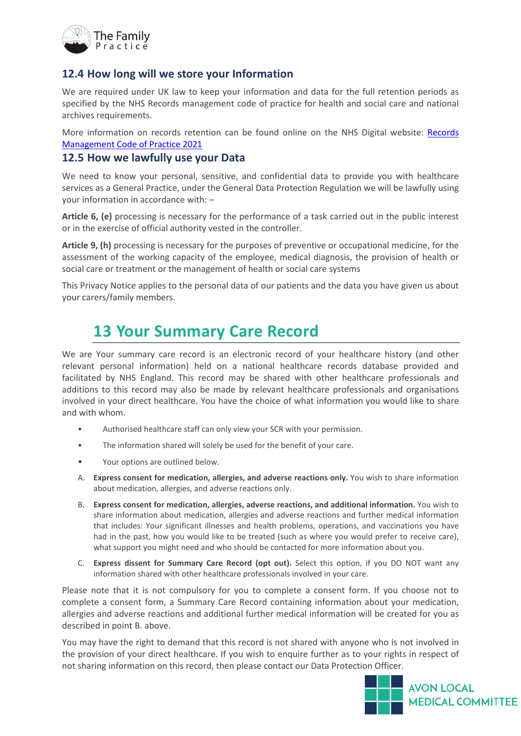### 12.4 How long will we store your Information

We are required under UK law to keep your information and data for the full retention periods as specified by the NHS Records management code of practice for health and social care and national archives requirements.

More information on records retention can be found online on the NHS Digital website: [Records Management Code of Practice 2021]

### 12.5 How we lawfully use your Data

We need to know your personal, sensitive, and confidential data to provide you with healthcare services as a General Practice, under the General Data Protection Regulation we will be lawfully using your information in accordance with: –

**Article 6, (e)** processing is necessary for the performance of a task carried out in the public interest or in the exercise of official authority vested in the controller.

**Article 9, (h)** processing is necessary for the purposes of preventive or occupational medicine, for the assessment of the working capacity of the employee, medical diagnosis, the provision of health or social care or treatment or the management of health or social care systems

This Privacy Notice applies to the personal data of our patients and the data you have given us about your carers/family members.

## 13 Your Summary Care Record

We are Your summary care record is an electronic record of your healthcare history (and other relevant personal information) held on a national healthcare records database provided and facilitated by NHS England. This record may be shared with other healthcare professionals and additions to this record may also be made by relevant healthcare professionals and organisations involved in your direct healthcare. You have the choice of what information you would like to share and with whom.

- Authorised healthcare staff can only view your SCR with your permission.
- The information shared will solely be used for the benefit of your care.
- Your options are outlined below.

A. **Express consent for medication, allergies, and adverse reactions only.** You wish to share information about medication, allergies, and adverse reactions only.

B. **Express consent for medication, allergies, adverse reactions, and additional information.** You wish to share information about medication, allergies and adverse reactions and further medical information that includes: Your significant illnesses and health problems, operations, and vaccinations you have had in the past, how you would like to be treated (such as where you would prefer to receive care), what support you might need and who should be contacted for more information about you.

C. **Express dissent for Summary Care Record (opt out).** Select this option, if you DO NOT want any information shared with other healthcare professionals involved in your care.

Please note that it is not compulsory for you to complete a consent form. If you choose not to complete a consent form, a Summary Care Record containing information about your medication, allergies and adverse reactions and additional further medical information will be created for you as described in point B. above.

You may have the right to demand that this record is not shared with anyone who is not involved in the provision of your direct healthcare. If you wish to enquire further as to your rights in respect of not sharing information on this record, then please contact our Data Protection Officer.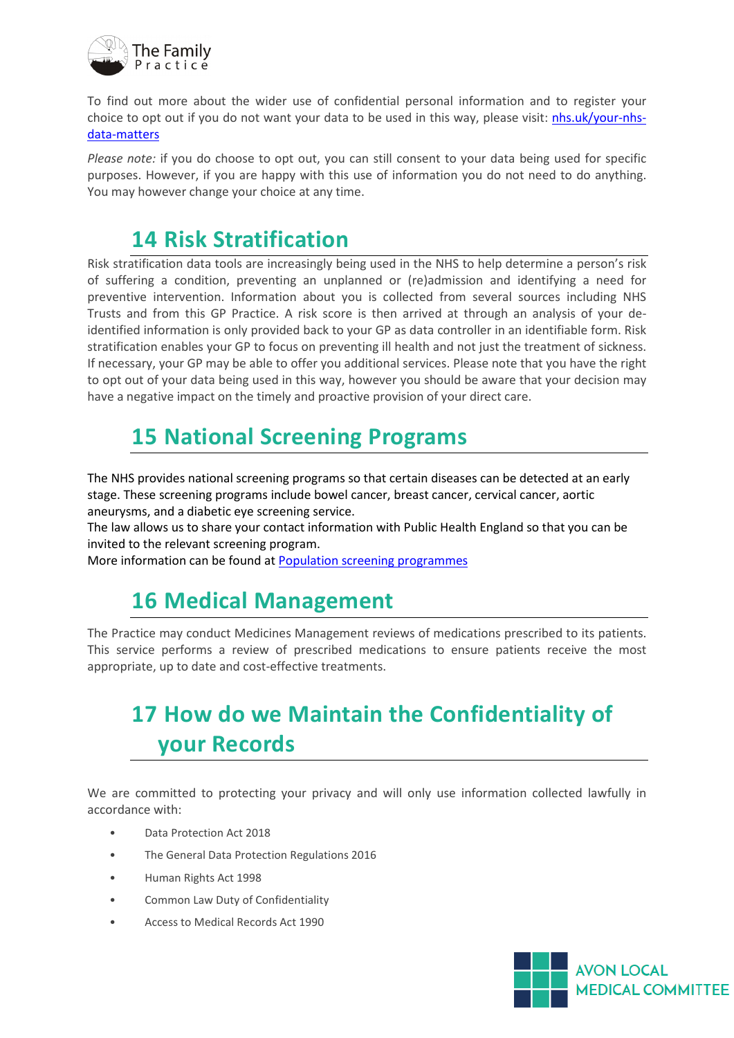To find out more about the wider use of confidential personal information and to register your choice to opt out if you do not want your data to be used in this way, please visit: [nhs.uk/your-nhs-data-matters](nhs.uk/your-nhs-data-matters)

*Please note:* if you do choose to opt out, you can still consent to your data being used for specific purposes. However, if you are happy with this use of information you do not need to do anything. You may however change your choice at any time.

# 14 Risk Stratification

Risk stratification data tools are increasingly being used in the NHS to help determine a person's risk of suffering a condition, preventing an unplanned or (re)admission and identifying a need for preventive intervention. Information about you is collected from several sources including NHS Trusts and from this GP Practice. A risk score is then arrived at through an analysis of your de-identified information is only provided back to your GP as data controller in an identifiable form. Risk stratification enables your GP to focus on preventing ill health and not just the treatment of sickness. If necessary, your GP may be able to offer you additional services. Please note that you have the right to opt out of your data being used in this way, however you should be aware that your decision may have a negative impact on the timely and proactive provision of your direct care.

# 15 National Screening Programs

The NHS provides national screening programs so that certain diseases can be detected at an early stage. These screening programs include bowel cancer, breast cancer, cervical cancer, aortic aneurysms, and a diabetic eye screening service.
The law allows us to share your contact information with Public Health England so that you can be invited to the relevant screening program.
More information can be found at [Population screening programmes]

# 16 Medical Management

The Practice may conduct Medicines Management reviews of medications prescribed to its patients. This service performs a review of prescribed medications to ensure patients receive the most appropriate, up to date and cost-effective treatments.

# 17 How do we Maintain the Confidentiality of your Records

We are committed to protecting your privacy and will only use information collected lawfully in accordance with:

- Data Protection Act 2018
- The General Data Protection Regulations 2016
- Human Rights Act 1998
- Common Law Duty of Confidentiality
- Access to Medical Records Act 1990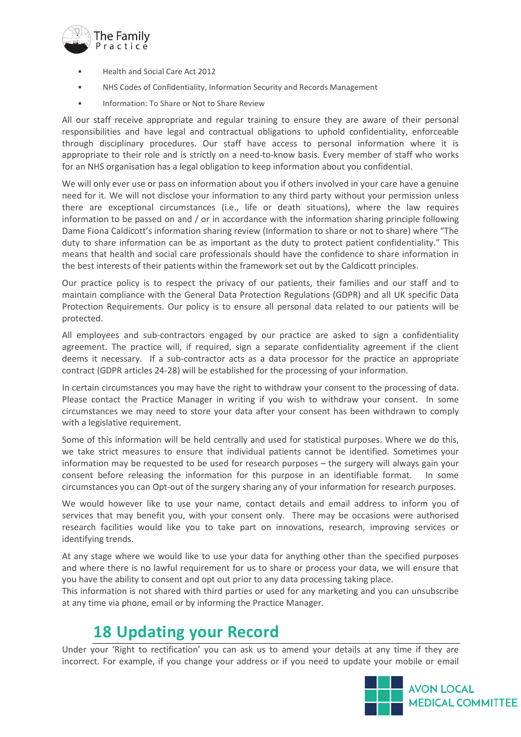- Health and Social Care Act 2012
- NHS Codes of Confidentiality, Information Security and Records Management
- Information: To Share or Not to Share Review

All our staff receive appropriate and regular training to ensure they are aware of their personal responsibilities and have legal and contractual obligations to uphold confidentiality, enforceable through disciplinary procedures. Our staff have access to personal information where it is appropriate to their role and is strictly on a need-to-know basis. Every member of staff who works for an NHS organisation has a legal obligation to keep information about you confidential.

We will only ever use or pass on information about you if others involved in your care have a genuine need for it. We will not disclose your information to any third party without your permission unless there are exceptional circumstances (i.e., life or death situations), where the law requires information to be passed on and / or in accordance with the information sharing principle following Dame Fiona Caldicott's information sharing review (Information to share or not to share) where "The duty to share information can be as important as the duty to protect patient confidentiality." This means that health and social care professionals should have the confidence to share information in the best interests of their patients within the framework set out by the Caldicott principles.

Our practice policy is to respect the privacy of our patients, their families and our staff and to maintain compliance with the General Data Protection Regulations (GDPR) and all UK specific Data Protection Requirements. Our policy is to ensure all personal data related to our patients will be protected.

All employees and sub-contractors engaged by our practice are asked to sign a confidentiality agreement. The practice will, if required, sign a separate confidentiality agreement if the client deems it necessary. If a sub-contractor acts as a data processor for the practice an appropriate contract (GDPR articles 24-28) will be established for the processing of your information.

In certain circumstances you may have the right to withdraw your consent to the processing of data. Please contact the Practice Manager in writing if you wish to withdraw your consent. In some circumstances we may need to store your data after your consent has been withdrawn to comply with a legislative requirement.

Some of this information will be held centrally and used for statistical purposes. Where we do this, we take strict measures to ensure that individual patients cannot be identified. Sometimes your information may be requested to be used for research purposes – the surgery will always gain your consent before releasing the information for this purpose in an identifiable format. In some circumstances you can Opt-out of the surgery sharing any of your information for research purposes.

We would however like to use your name, contact details and email address to inform you of services that may benefit you, with your consent only. There may be occasions were authorised research facilities would like you to take part on innovations, research, improving services or identifying trends.

At any stage where we would like to use your data for anything other than the specified purposes and where there is no lawful requirement for us to share or process your data, we will ensure that you have the ability to consent and opt out prior to any data processing taking place.
This information is not shared with third parties or used for any marketing and you can unsubscribe at any time via phone, email or by informing the Practice Manager.

## 18 Updating your Record

Under your 'Right to rectification' you can ask us to amend your details at any time if they are incorrect. For example, if you change your address or if you need to update your mobile or email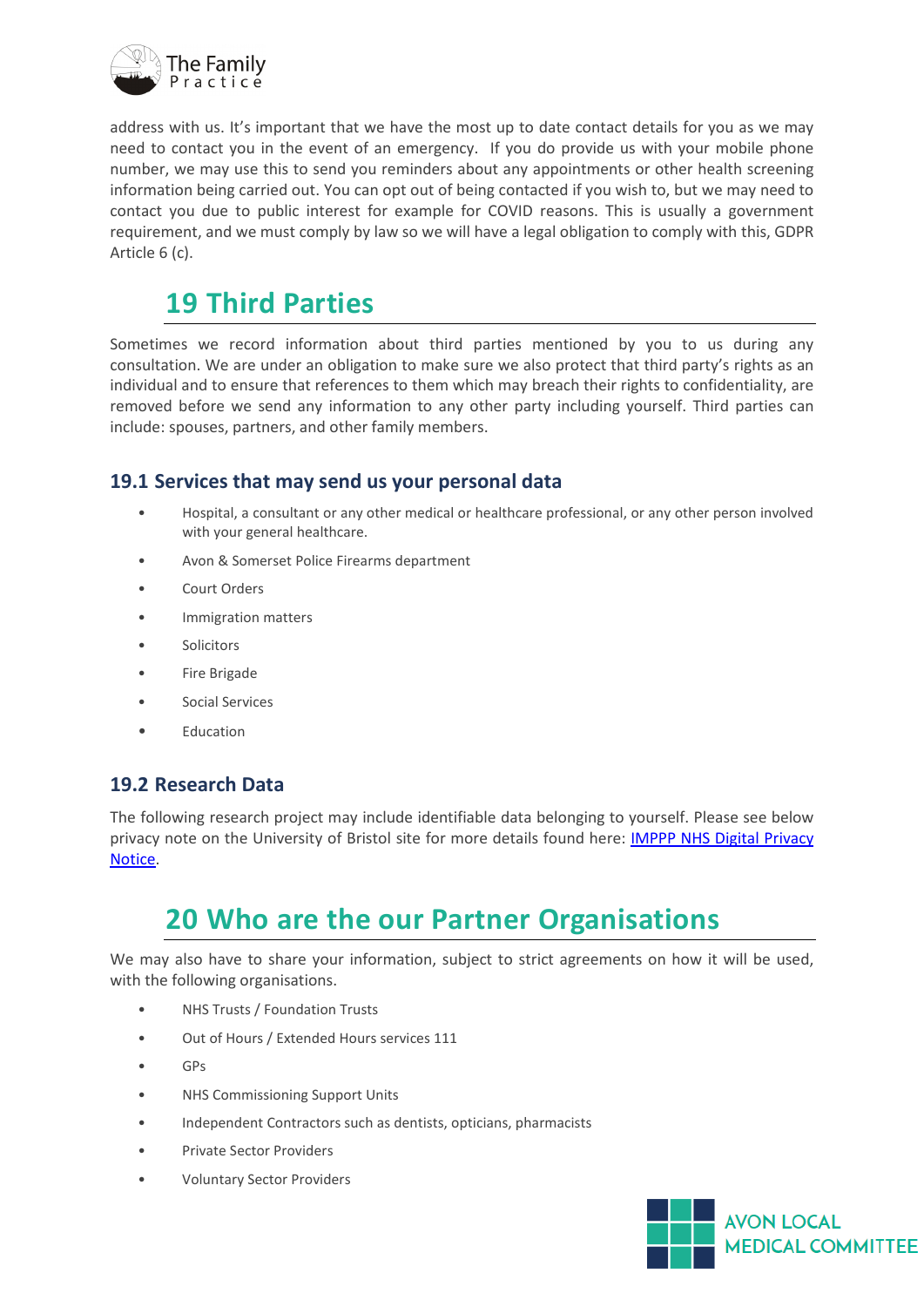address with us. It's important that we have the most up to date contact details for you as we may need to contact you in the event of an emergency. If you do provide us with your mobile phone number, we may use this to send you reminders about any appointments or other health screening information being carried out. You can opt out of being contacted if you wish to, but we may need to contact you due to public interest for example for COVID reasons. This is usually a government requirement, and we must comply by law so we will have a legal obligation to comply with this, GDPR Article 6 (c).

# 19 Third Parties

Sometimes we record information about third parties mentioned by you to us during any consultation. We are under an obligation to make sure we also protect that third party's rights as an individual and to ensure that references to them which may breach their rights to confidentiality, are removed before we send any information to any other party including yourself. Third parties can include: spouses, partners, and other family members.

## 19.1 Services that may send us your personal data

- Hospital, a consultant or any other medical or healthcare professional, or any other person involved with your general healthcare.
- Avon & Somerset Police Firearms department
- Court Orders
- Immigration matters
- Solicitors
- Fire Brigade
- Social Services
- Education

## 19.2 Research Data

The following research project may include identifiable data belonging to yourself. Please see below privacy note on the University of Bristol site for more details found here: [IMPPP NHS Digital Privacy Notice](IMPPP NHS Digital Privacy Notice).

# 20 Who are the our Partner Organisations

We may also have to share your information, subject to strict agreements on how it will be used, with the following organisations.

- NHS Trusts / Foundation Trusts
- Out of Hours / Extended Hours services 111
- GPs
- NHS Commissioning Support Units
- Independent Contractors such as dentists, opticians, pharmacists
- Private Sector Providers
- Voluntary Sector Providers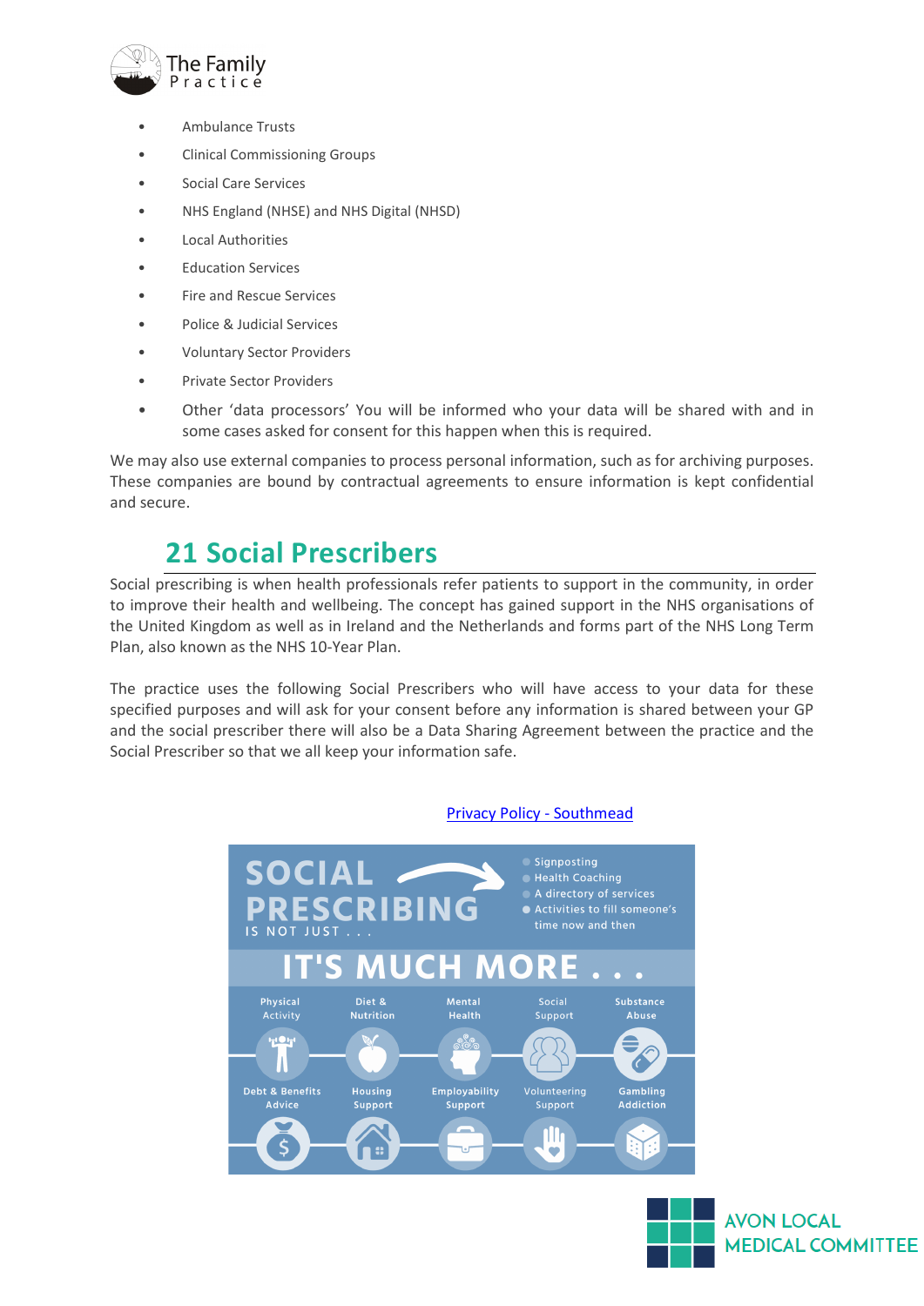- Ambulance Trusts
- Clinical Commissioning Groups
- Social Care Services
- NHS England (NHSE) and NHS Digital (NHSD)
- Local Authorities
- Education Services
- Fire and Rescue Services
- Police & Judicial Services
- Voluntary Sector Providers
- Private Sector Providers
- Other 'data processors' You will be informed who your data will be shared with and in some cases asked for consent for this happen when this is required.

We may also use external companies to process personal information, such as for archiving purposes. These companies are bound by contractual agreements to ensure information is kept confidential and secure.

## 21 Social Prescribers

Social prescribing is when health professionals refer patients to support in the community, in order to improve their health and wellbeing. The concept has gained support in the NHS organisations of the United Kingdom as well as in Ireland and the Netherlands and forms part of the NHS Long Term Plan, also known as the NHS 10-Year Plan.

The practice uses the following Social Prescribers who will have access to your data for these specified purposes and will ask for your consent before any information is shared between your GP and the social prescriber there will also be a Data Sharing Agreement between the practice and the Social Prescriber so that we all keep your information safe.

[Privacy Policy - Southmead]

SOCIAL PRESCRIBING IS NOT JUST . . .

- Signposting
- Health Coaching
- A directory of services
- Activities to fill someone's time now and then

IT'S MUCH MORE . . .

Physical Activity | Diet & Nutrition | Mental Health | Social Support | Substance Abuse

Debt & Benefits Advice | Housing Support | Employability Support | Volunteering Support | Gambling Addiction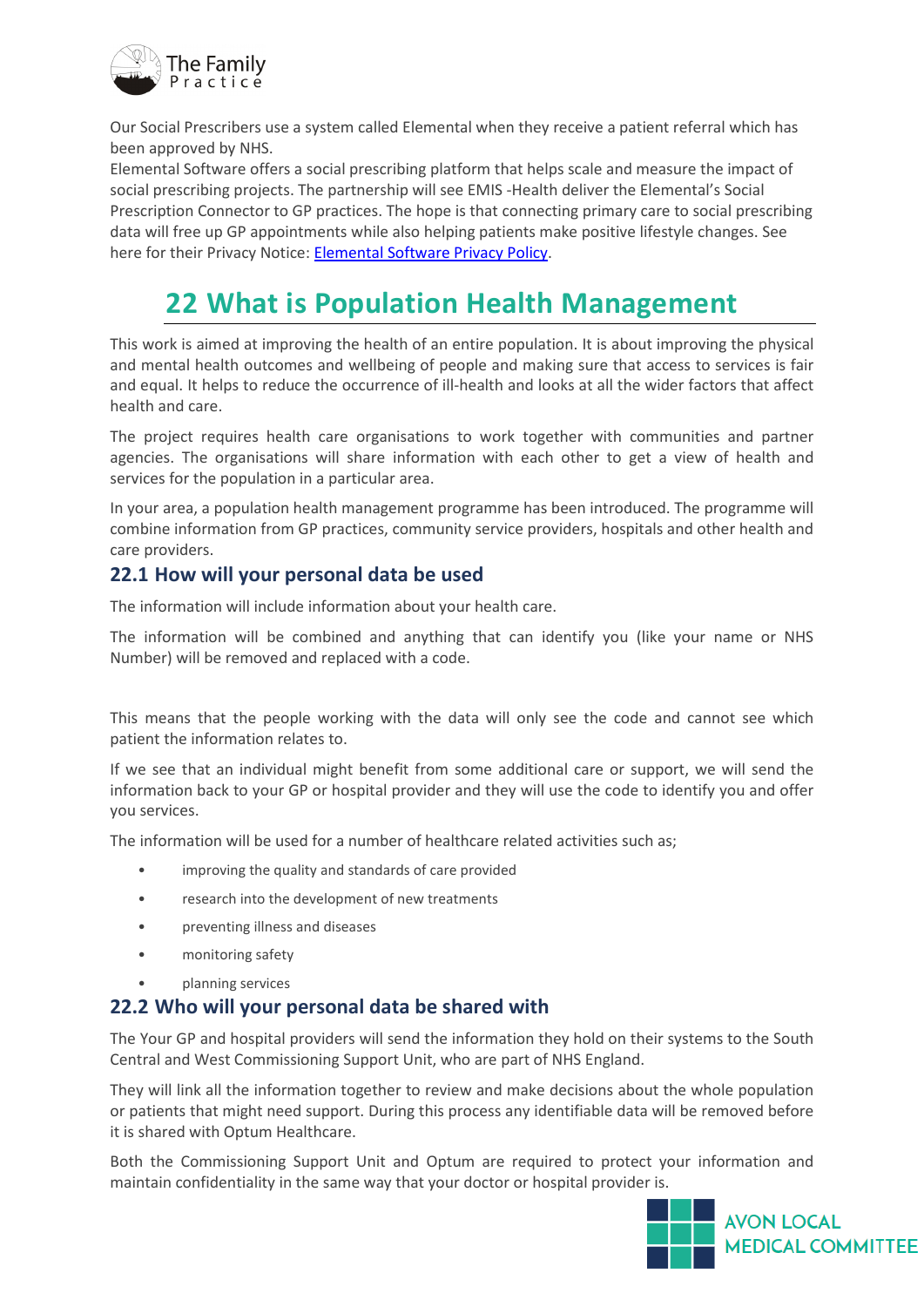Our Social Prescribers use a system called Elemental when they receive a patient referral which has been approved by NHS.
Elemental Software offers a social prescribing platform that helps scale and measure the impact of social prescribing projects. The partnership will see EMIS -Health deliver the Elemental's Social Prescription Connector to GP practices. The hope is that connecting primary care to social prescribing data will free up GP appointments while also helping patients make positive lifestyle changes. See here for their Privacy Notice: [Elemental Software Privacy Policy](#).

# 22 What is Population Health Management

This work is aimed at improving the health of an entire population. It is about improving the physical and mental health outcomes and wellbeing of people and making sure that access to services is fair and equal. It helps to reduce the occurrence of ill-health and looks at all the wider factors that affect health and care.

The project requires health care organisations to work together with communities and partner agencies. The organisations will share information with each other to get a view of health and services for the population in a particular area.

In your area, a population health management programme has been introduced. The programme will combine information from GP practices, community service providers, hospitals and other health and care providers.

## 22.1 How will your personal data be used

The information will include information about your health care.

The information will be combined and anything that can identify you (like your name or NHS Number) will be removed and replaced with a code.

This means that the people working with the data will only see the code and cannot see which patient the information relates to.

If we see that an individual might benefit from some additional care or support, we will send the information back to your GP or hospital provider and they will use the code to identify you and offer you services.

The information will be used for a number of healthcare related activities such as;

- improving the quality and standards of care provided
- research into the development of new treatments
- preventing illness and diseases
- monitoring safety
- planning services

## 22.2 Who will your personal data be shared with

The Your GP and hospital providers will send the information they hold on their systems to the South Central and West Commissioning Support Unit, who are part of NHS England.

They will link all the information together to review and make decisions about the whole population or patients that might need support. During this process any identifiable data will be removed before it is shared with Optum Healthcare.

Both the Commissioning Support Unit and Optum are required to protect your information and maintain confidentiality in the same way that your doctor or hospital provider is.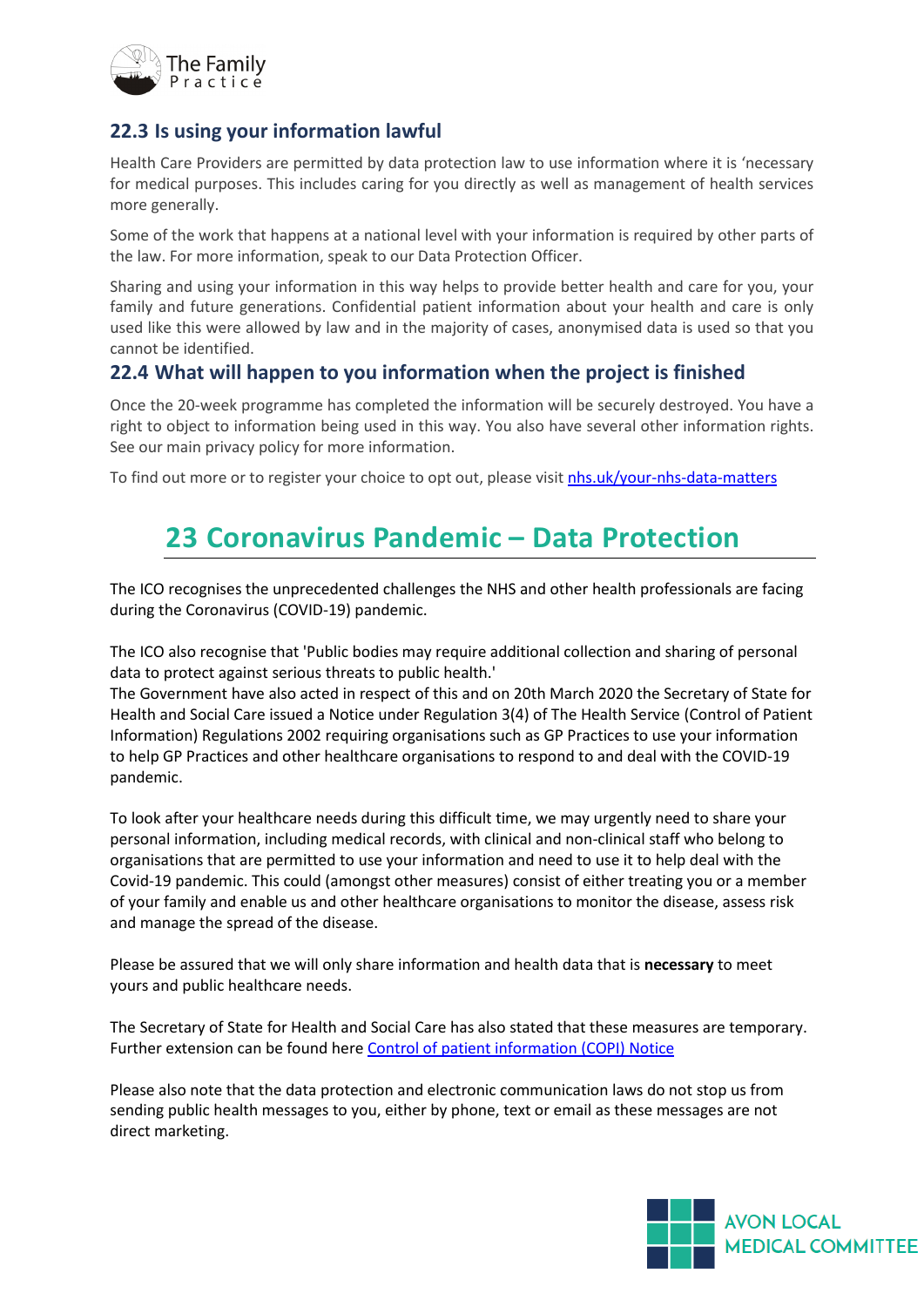### 22.3 Is using your information lawful

Health Care Providers are permitted by data protection law to use information where it is 'necessary for medical purposes. This includes caring for you directly as well as management of health services more generally.

Some of the work that happens at a national level with your information is required by other parts of the law. For more information, speak to our Data Protection Officer.

Sharing and using your information in this way helps to provide better health and care for you, your family and future generations. Confidential patient information about your health and care is only used like this were allowed by law and in the majority of cases, anonymised data is used so that you cannot be identified.

### 22.4 What will happen to you information when the project is finished

Once the 20-week programme has completed the information will be securely destroyed. You have a right to object to information being used in this way. You also have several other information rights. See our main privacy policy for more information.

To find out more or to register your choice to opt out, please visit nhs.uk/your-nhs-data-matters

## 23 Coronavirus Pandemic – Data Protection

The ICO recognises the unprecedented challenges the NHS and other health professionals are facing during the Coronavirus (COVID-19) pandemic.

The ICO also recognise that 'Public bodies may require additional collection and sharing of personal data to protect against serious threats to public health.'
The Government have also acted in respect of this and on 20th March 2020 the Secretary of State for Health and Social Care issued a Notice under Regulation 3(4) of The Health Service (Control of Patient Information) Regulations 2002 requiring organisations such as GP Practices to use your information to help GP Practices and other healthcare organisations to respond to and deal with the COVID-19 pandemic.

To look after your healthcare needs during this difficult time, we may urgently need to share your personal information, including medical records, with clinical and non-clinical staff who belong to organisations that are permitted to use your information and need to use it to help deal with the Covid-19 pandemic. This could (amongst other measures) consist of either treating you or a member of your family and enable us and other healthcare organisations to monitor the disease, assess risk and manage the spread of the disease.

Please be assured that we will only share information and health data that is **necessary** to meet yours and public healthcare needs.

The Secretary of State for Health and Social Care has also stated that these measures are temporary. Further extension can be found here Control of patient information (COPI) Notice

Please also note that the data protection and electronic communication laws do not stop us from sending public health messages to you, either by phone, text or email as these messages are not direct marketing.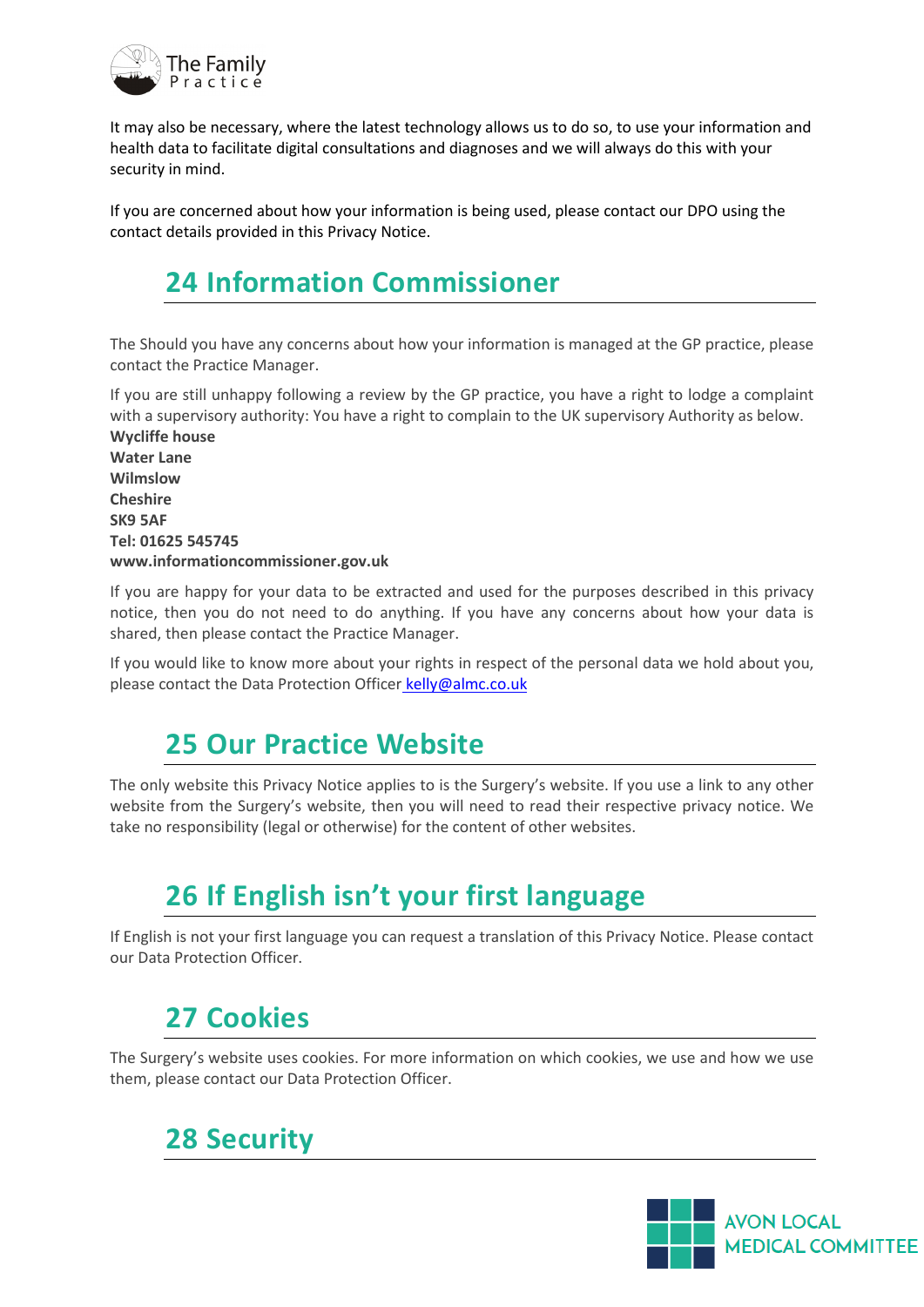It may also be necessary, where the latest technology allows us to do so, to use your information and health data to facilitate digital consultations and diagnoses and we will always do this with your security in mind.

If you are concerned about how your information is being used, please contact our DPO using the contact details provided in this Privacy Notice.

# 24 Information Commissioner

The Should you have any concerns about how your information is managed at the GP practice, please contact the Practice Manager.

If you are still unhappy following a review by the GP practice, you have a right to lodge a complaint with a supervisory authority: You have a right to complain to the UK supervisory Authority as below.

**Wycliffe house**
**Water Lane**
**Wilmslow**
**Cheshire**
**SK9 5AF**
**Tel: 01625 545745**
**www.informationcommissioner.gov.uk**

If you are happy for your data to be extracted and used for the purposes described in this privacy notice, then you do not need to do anything. If you have any concerns about how your data is shared, then please contact the Practice Manager.

If you would like to know more about your rights in respect of the personal data we hold about you, please contact the Data Protection Officer kelly@almc.co.uk

# 25 Our Practice Website

The only website this Privacy Notice applies to is the Surgery's website. If you use a link to any other website from the Surgery's website, then you will need to read their respective privacy notice. We take no responsibility (legal or otherwise) for the content of other websites.

# 26 If English isn't your first language

If English is not your first language you can request a translation of this Privacy Notice. Please contact our Data Protection Officer.

# 27 Cookies

The Surgery's website uses cookies. For more information on which cookies, we use and how we use them, please contact our Data Protection Officer.

# 28 Security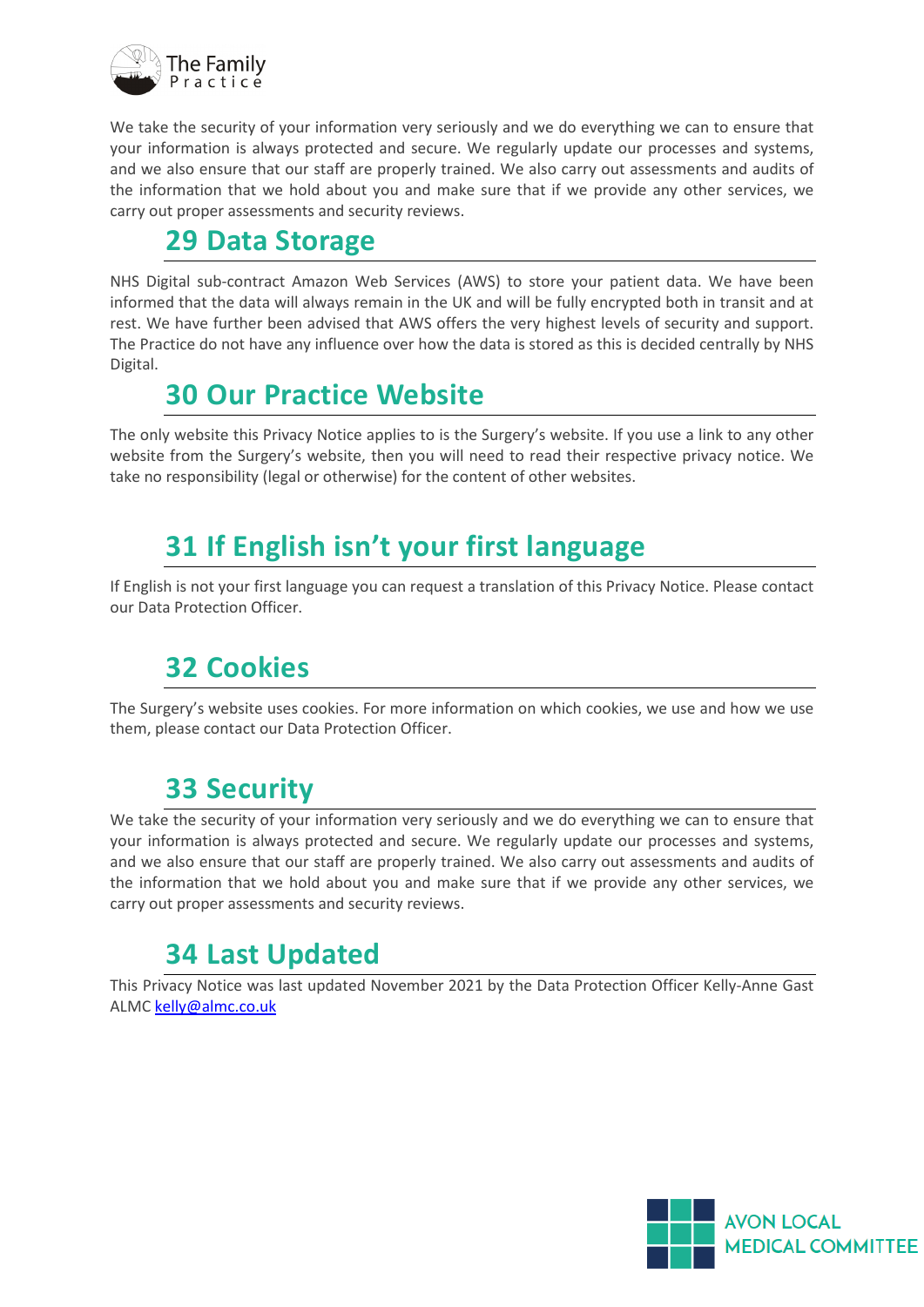We take the security of your information very seriously and we do everything we can to ensure that your information is always protected and secure. We regularly update our processes and systems, and we also ensure that our staff are properly trained. We also carry out assessments and audits of the information that we hold about you and make sure that if we provide any other services, we carry out proper assessments and security reviews.

## 29 Data Storage

NHS Digital sub-contract Amazon Web Services (AWS) to store your patient data. We have been informed that the data will always remain in the UK and will be fully encrypted both in transit and at rest. We have further been advised that AWS offers the very highest levels of security and support. The Practice do not have any influence over how the data is stored as this is decided centrally by NHS Digital.

## 30 Our Practice Website

The only website this Privacy Notice applies to is the Surgery's website. If you use a link to any other website from the Surgery's website, then you will need to read their respective privacy notice. We take no responsibility (legal or otherwise) for the content of other websites.

## 31 If English isn't your first language

If English is not your first language you can request a translation of this Privacy Notice. Please contact our Data Protection Officer.

## 32 Cookies

The Surgery's website uses cookies. For more information on which cookies, we use and how we use them, please contact our Data Protection Officer.

## 33 Security

We take the security of your information very seriously and we do everything we can to ensure that your information is always protected and secure. We regularly update our processes and systems, and we also ensure that our staff are properly trained. We also carry out assessments and audits of the information that we hold about you and make sure that if we provide any other services, we carry out proper assessments and security reviews.

## 34 Last Updated

This Privacy Notice was last updated November 2021 by the Data Protection Officer Kelly-Anne Gast ALMC kelly@almc.co.uk